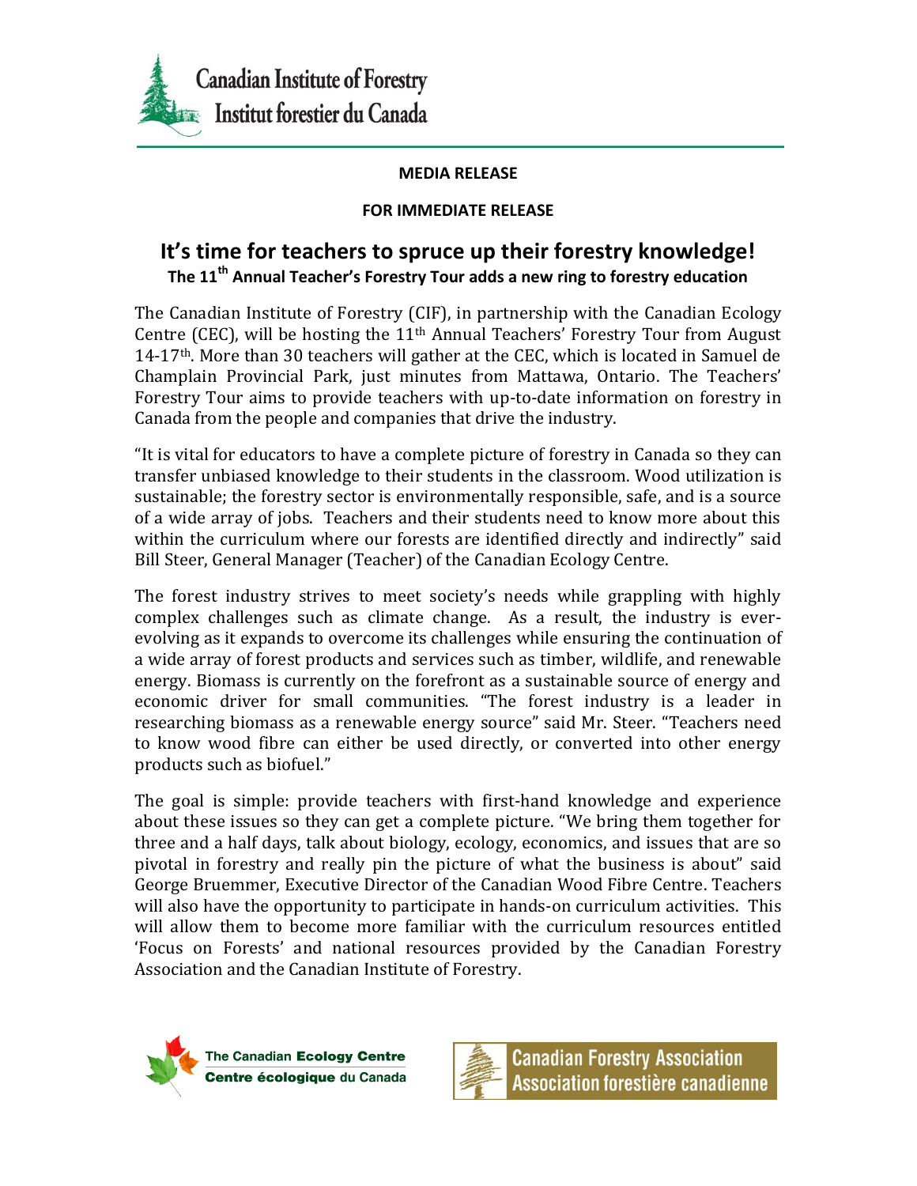Canadian Institute of Forestry
Institut forestier du Canada

**MEDIA RELEASE**

**FOR IMMEDIATE RELEASE**

# It's time for teachers to spruce up their forestry knowledge!

**The 11th Annual Teacher's Forestry Tour adds a new ring to forestry education**

The Canadian Institute of Forestry (CIF), in partnership with the Canadian Ecology Centre (CEC), will be hosting the 11th Annual Teachers' Forestry Tour from August 14-17th. More than 30 teachers will gather at the CEC, which is located in Samuel de Champlain Provincial Park, just minutes from Mattawa, Ontario. The Teachers' Forestry Tour aims to provide teachers with up-to-date information on forestry in Canada from the people and companies that drive the industry.

"It is vital for educators to have a complete picture of forestry in Canada so they can transfer unbiased knowledge to their students in the classroom. Wood utilization is sustainable; the forestry sector is environmentally responsible, safe, and is a source of a wide array of jobs. Teachers and their students need to know more about this within the curriculum where our forests are identified directly and indirectly" said Bill Steer, General Manager (Teacher) of the Canadian Ecology Centre.

The forest industry strives to meet society's needs while grappling with highly complex challenges such as climate change. As a result, the industry is ever-evolving as it expands to overcome its challenges while ensuring the continuation of a wide array of forest products and services such as timber, wildlife, and renewable energy. Biomass is currently on the forefront as a sustainable source of energy and economic driver for small communities. "The forest industry is a leader in researching biomass as a renewable energy source" said Mr. Steer. "Teachers need to know wood fibre can either be used directly, or converted into other energy products such as biofuel."

The goal is simple: provide teachers with first-hand knowledge and experience about these issues so they can get a complete picture. "We bring them together for three and a half days, talk about biology, ecology, economics, and issues that are so pivotal in forestry and really pin the picture of what the business is about" said George Bruemmer, Executive Director of the Canadian Wood Fibre Centre. Teachers will also have the opportunity to participate in hands-on curriculum activities. This will allow them to become more familiar with the curriculum resources entitled 'Focus on Forests' and national resources provided by the Canadian Forestry Association and the Canadian Institute of Forestry.

The Canadian Ecology Centre
Centre écologique du Canada

Canadian Forestry Association
Association forestière canadienne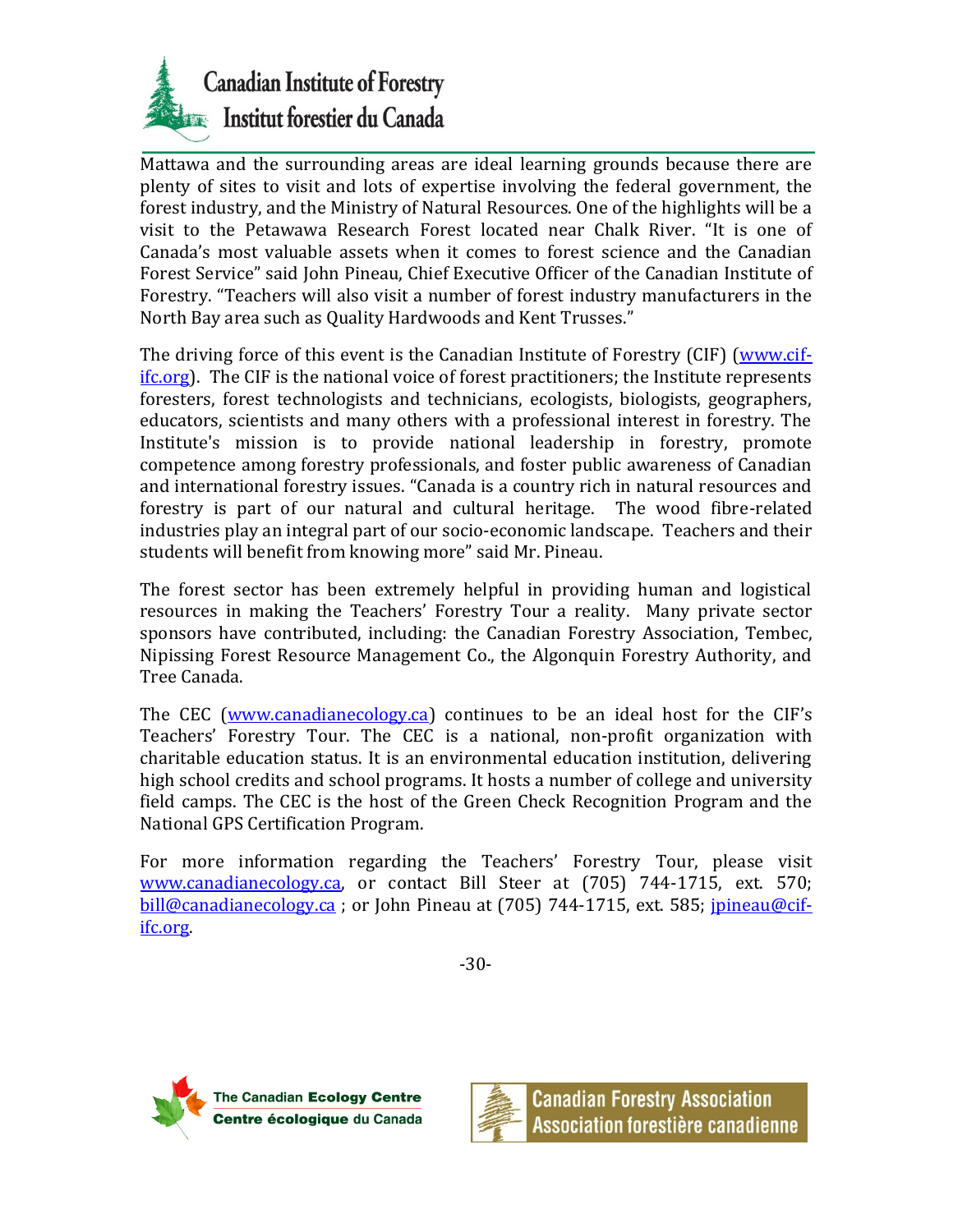Mattawa and the surrounding areas are ideal learning grounds because there are plenty of sites to visit and lots of expertise involving the federal government, the forest industry, and the Ministry of Natural Resources. One of the highlights will be a visit to the Petawawa Research Forest located near Chalk River. "It is one of Canada's most valuable assets when it comes to forest science and the Canadian Forest Service" said John Pineau, Chief Executive Officer of the Canadian Institute of Forestry. "Teachers will also visit a number of forest industry manufacturers in the North Bay area such as Quality Hardwoods and Kent Trusses."

The driving force of this event is the Canadian Institute of Forestry (CIF) (www.cif-ifc.org). The CIF is the national voice of forest practitioners; the Institute represents foresters, forest technologists and technicians, ecologists, biologists, geographers, educators, scientists and many others with a professional interest in forestry. The Institute's mission is to provide national leadership in forestry, promote competence among forestry professionals, and foster public awareness of Canadian and international forestry issues. "Canada is a country rich in natural resources and forestry is part of our natural and cultural heritage. The wood fibre-related industries play an integral part of our socio-economic landscape. Teachers and their students will benefit from knowing more" said Mr. Pineau.

The forest sector has been extremely helpful in providing human and logistical resources in making the Teachers' Forestry Tour a reality. Many private sector sponsors have contributed, including: the Canadian Forestry Association, Tembec, Nipissing Forest Resource Management Co., the Algonquin Forestry Authority, and Tree Canada.

The CEC (www.canadianecology.ca) continues to be an ideal host for the CIF's Teachers' Forestry Tour. The CEC is a national, non-profit organization with charitable education status. It is an environmental education institution, delivering high school credits and school programs. It hosts a number of college and university field camps. The CEC is the host of the Green Check Recognition Program and the National GPS Certification Program.

For more information regarding the Teachers' Forestry Tour, please visit www.canadianecology.ca, or contact Bill Steer at (705) 744-1715, ext. 570; bill@canadianecology.ca ; or John Pineau at (705) 744-1715, ext. 585; jpineau@cif-ifc.org.

-30-